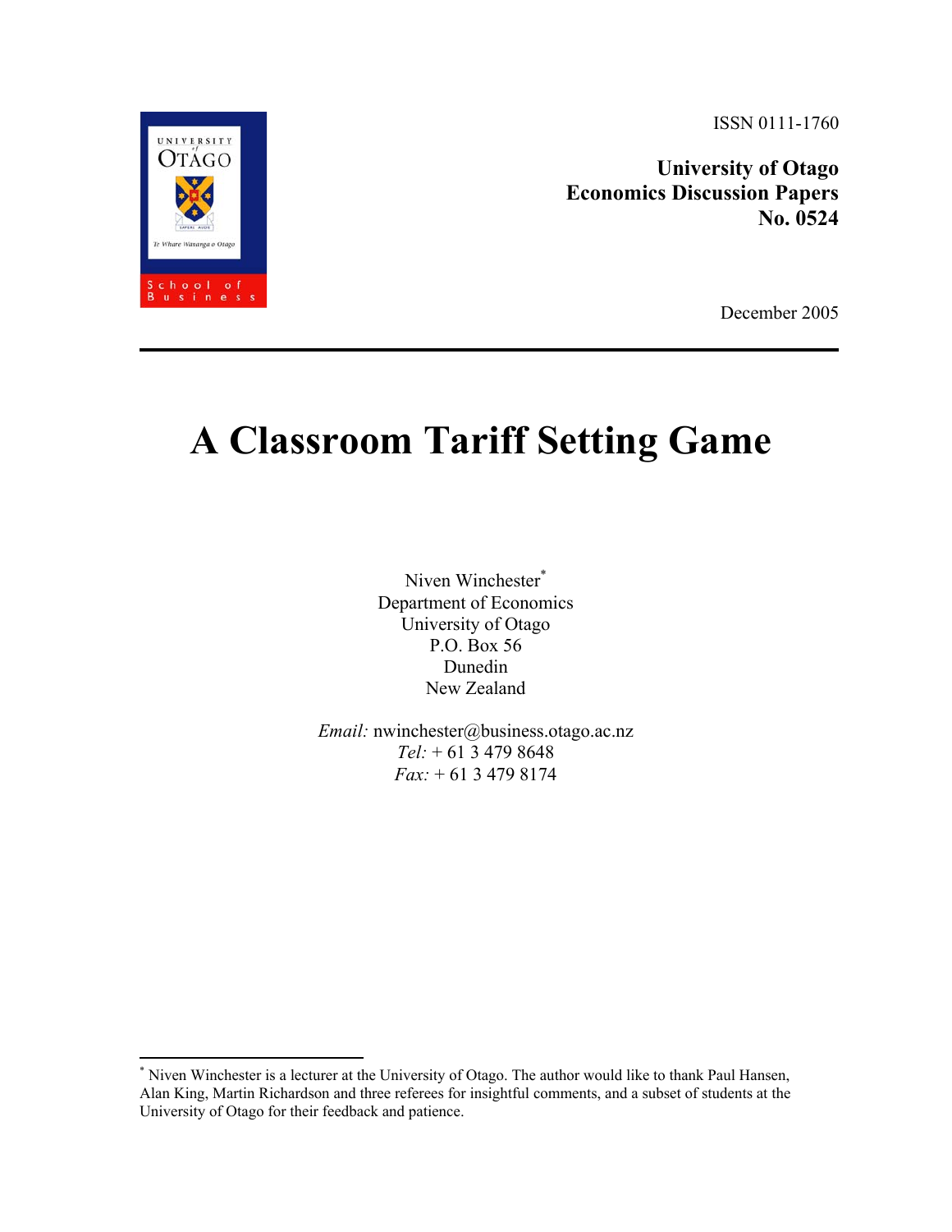ISSN 0111-1760

**University of Otago**
**Economics Discussion Papers**
**No. 0524**

December 2005

# A Classroom Tariff Setting Game

Niven Winchester*
Department of Economics
University of Otago
P.O. Box 56
Dunedin
New Zealand

*Email:* nwinchester@business.otago.ac.nz
*Tel:* + 61 3 479 8648
*Fax:* + 61 3 479 8174

---

* Niven Winchester is a lecturer at the University of Otago. The author would like to thank Paul Hansen, Alan King, Martin Richardson and three referees for insightful comments, and a subset of students at the University of Otago for their feedback and patience.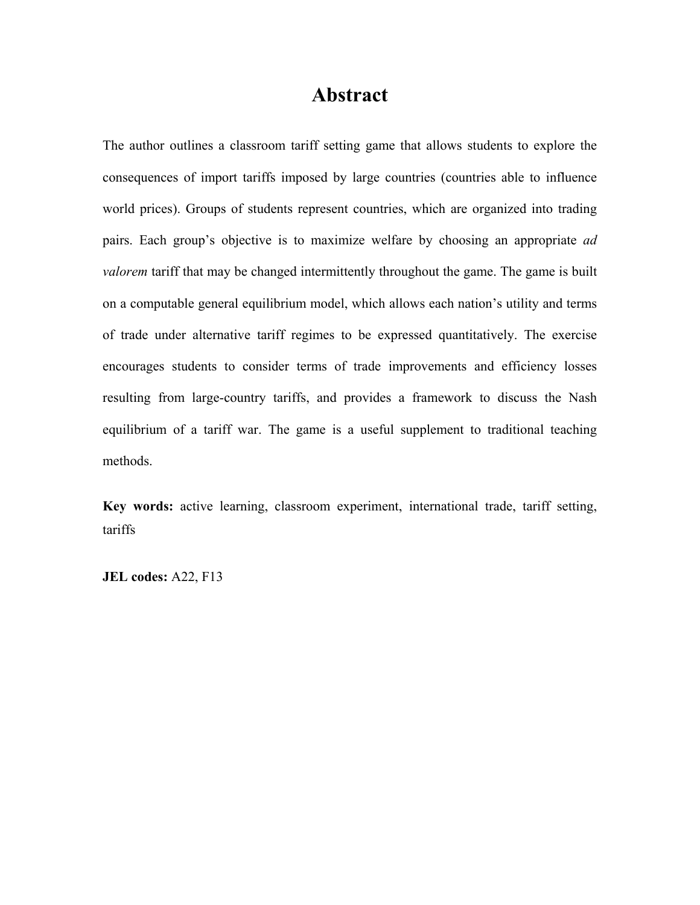# Abstract

The author outlines a classroom tariff setting game that allows students to explore the consequences of import tariffs imposed by large countries (countries able to influence world prices). Groups of students represent countries, which are organized into trading pairs. Each group's objective is to maximize welfare by choosing an appropriate *ad valorem* tariff that may be changed intermittently throughout the game. The game is built on a computable general equilibrium model, which allows each nation's utility and terms of trade under alternative tariff regimes to be expressed quantitatively. The exercise encourages students to consider terms of trade improvements and efficiency losses resulting from large-country tariffs, and provides a framework to discuss the Nash equilibrium of a tariff war. The game is a useful supplement to traditional teaching methods.

**Key words:** active learning, classroom experiment, international trade, tariff setting, tariffs

**JEL codes:** A22, F13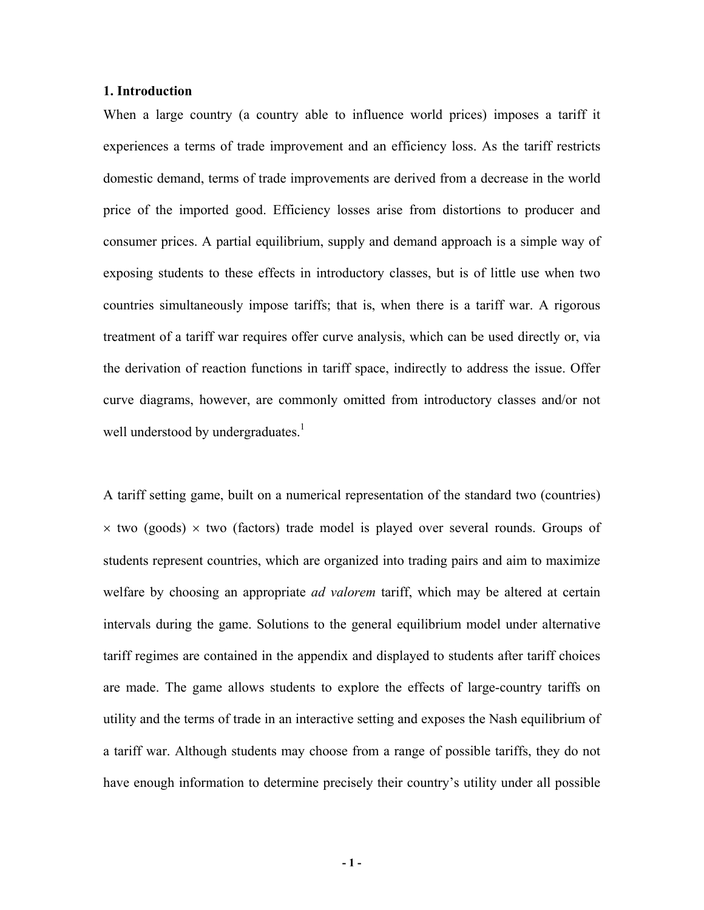## 1. Introduction

When a large country (a country able to influence world prices) imposes a tariff it experiences a terms of trade improvement and an efficiency loss. As the tariff restricts domestic demand, terms of trade improvements are derived from a decrease in the world price of the imported good. Efficiency losses arise from distortions to producer and consumer prices. A partial equilibrium, supply and demand approach is a simple way of exposing students to these effects in introductory classes, but is of little use when two countries simultaneously impose tariffs; that is, when there is a tariff war. A rigorous treatment of a tariff war requires offer curve analysis, which can be used directly or, via the derivation of reaction functions in tariff space, indirectly to address the issue. Offer curve diagrams, however, are commonly omitted from introductory classes and/or not well understood by undergraduates.[1]

A tariff setting game, built on a numerical representation of the standard two (countries) × two (goods) × two (factors) trade model is played over several rounds. Groups of students represent countries, which are organized into trading pairs and aim to maximize welfare by choosing an appropriate *ad valorem* tariff, which may be altered at certain intervals during the game. Solutions to the general equilibrium model under alternative tariff regimes are contained in the appendix and displayed to students after tariff choices are made. The game allows students to explore the effects of large-country tariffs on utility and the terms of trade in an interactive setting and exposes the Nash equilibrium of a tariff war. Although students may choose from a range of possible tariffs, they do not have enough information to determine precisely their country's utility under all possible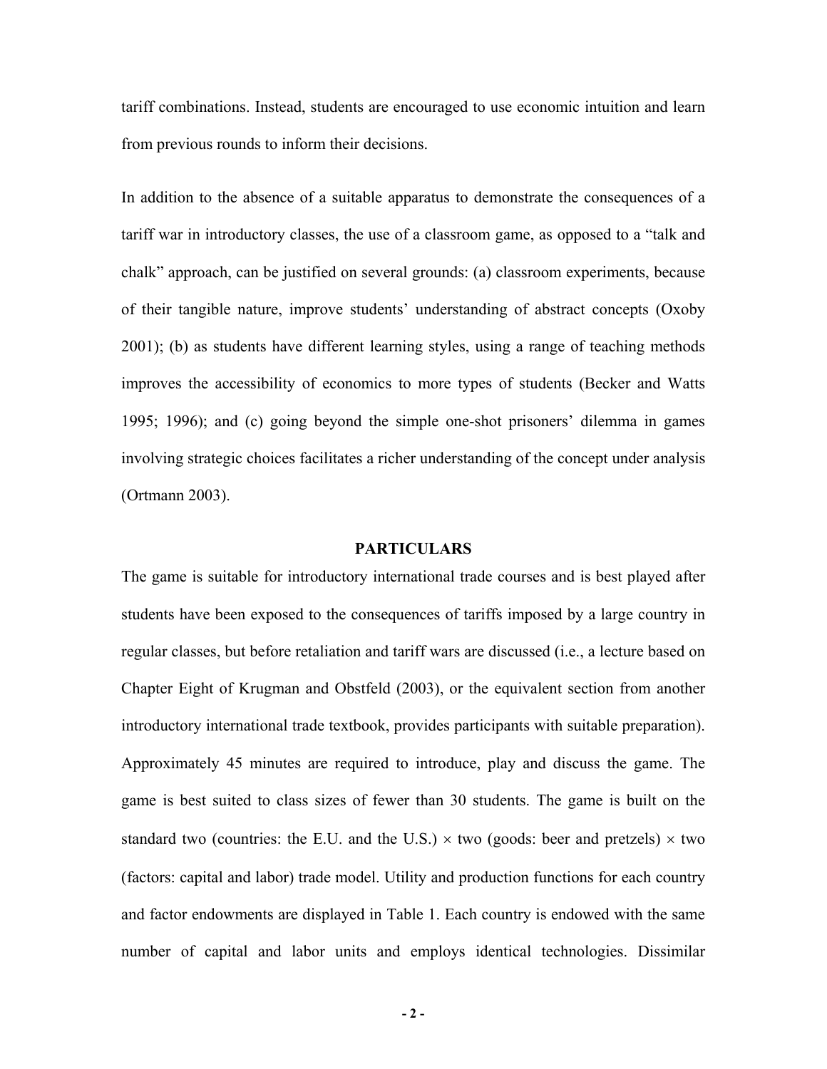tariff combinations. Instead, students are encouraged to use economic intuition and learn from previous rounds to inform their decisions.

In addition to the absence of a suitable apparatus to demonstrate the consequences of a tariff war in introductory classes, the use of a classroom game, as opposed to a "talk and chalk" approach, can be justified on several grounds: (a) classroom experiments, because of their tangible nature, improve students' understanding of abstract concepts (Oxoby 2001); (b) as students have different learning styles, using a range of teaching methods improves the accessibility of economics to more types of students (Becker and Watts 1995; 1996); and (c) going beyond the simple one-shot prisoners' dilemma in games involving strategic choices facilitates a richer understanding of the concept under analysis (Ortmann 2003).

## PARTICULARS

The game is suitable for introductory international trade courses and is best played after students have been exposed to the consequences of tariffs imposed by a large country in regular classes, but before retaliation and tariff wars are discussed (i.e., a lecture based on Chapter Eight of Krugman and Obstfeld (2003), or the equivalent section from another introductory international trade textbook, provides participants with suitable preparation). Approximately 45 minutes are required to introduce, play and discuss the game. The game is best suited to class sizes of fewer than 30 students. The game is built on the standard two (countries: the E.U. and the U.S.) × two (goods: beer and pretzels) × two (factors: capital and labor) trade model. Utility and production functions for each country and factor endowments are displayed in Table 1. Each country is endowed with the same number of capital and labor units and employs identical technologies. Dissimilar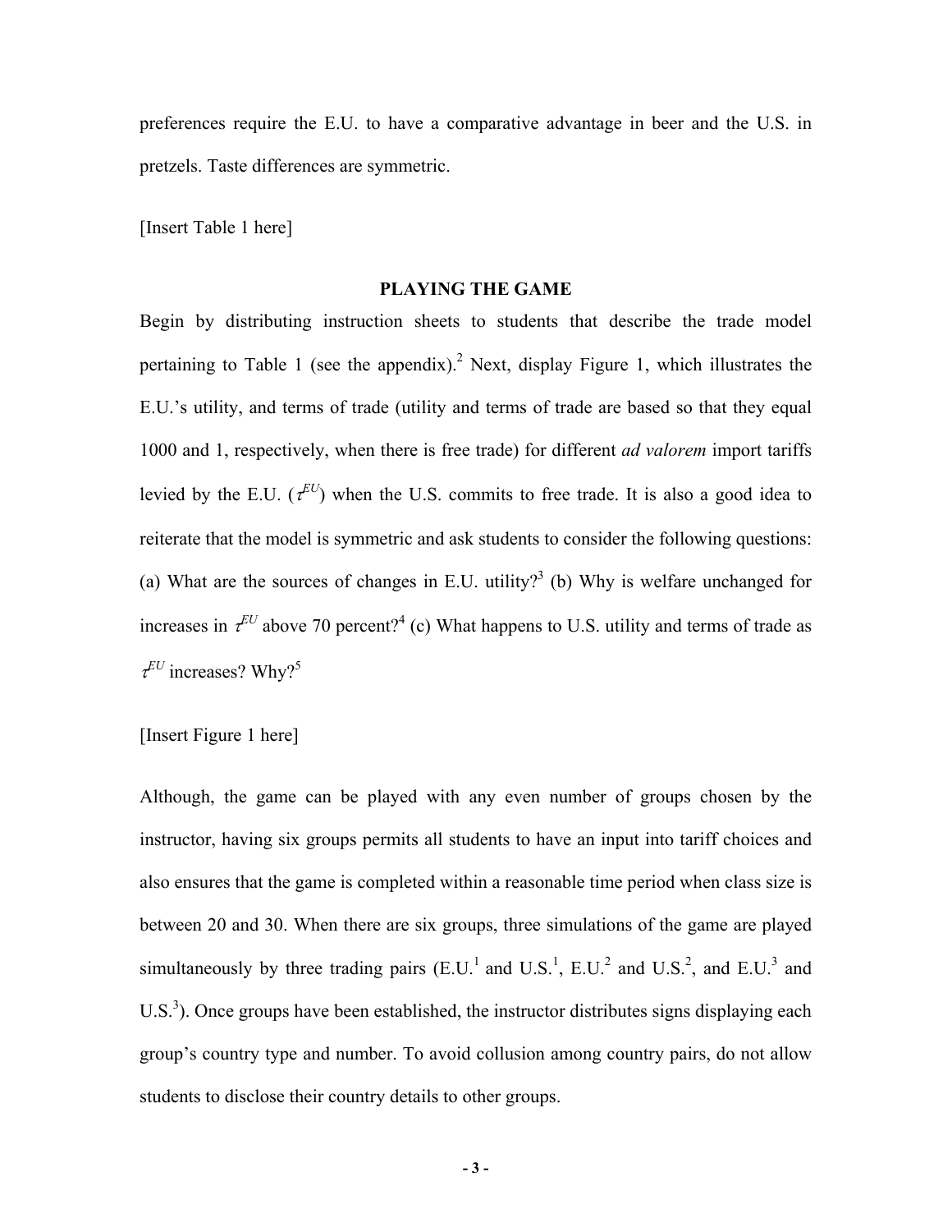preferences require the E.U. to have a comparative advantage in beer and the U.S. in pretzels. Taste differences are symmetric.

[Insert Table 1 here]

## PLAYING THE GAME

Begin by distributing instruction sheets to students that describe the trade model pertaining to Table 1 (see the appendix).[2] Next, display Figure 1, which illustrates the E.U.'s utility, and terms of trade (utility and terms of trade are based so that they equal 1000 and 1, respectively, when there is free trade) for different *ad valorem* import tariffs levied by the E.U. ($\tau^{EU}$) when the U.S. commits to free trade. It is also a good idea to reiterate that the model is symmetric and ask students to consider the following questions: (a) What are the sources of changes in E.U. utility?[3] (b) Why is welfare unchanged for increases in $\tau^{EU}$ above 70 percent?[4] (c) What happens to U.S. utility and terms of trade as $\tau^{EU}$ increases? Why?[5]

[Insert Figure 1 here]

Although, the game can be played with any even number of groups chosen by the instructor, having six groups permits all students to have an input into tariff choices and also ensures that the game is completed within a reasonable time period when class size is between 20 and 30. When there are six groups, three simulations of the game are played simultaneously by three trading pairs (E.U.$^1$ and U.S.$^1$, E.U.$^2$ and U.S.$^2$, and E.U.$^3$ and U.S.$^3$). Once groups have been established, the instructor distributes signs displaying each group's country type and number. To avoid collusion among country pairs, do not allow students to disclose their country details to other groups.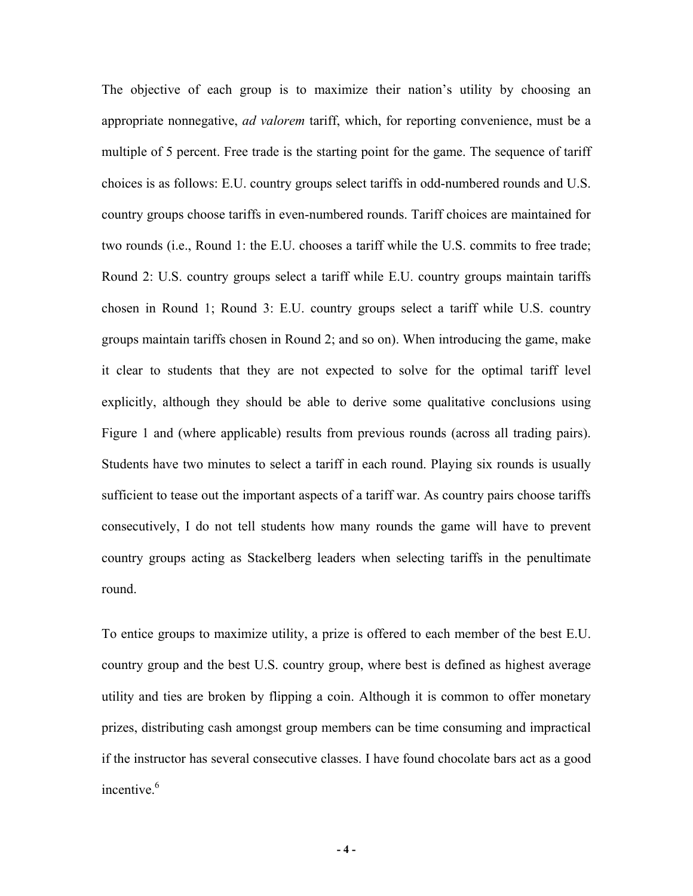The objective of each group is to maximize their nation's utility by choosing an appropriate nonnegative, *ad valorem* tariff, which, for reporting convenience, must be a multiple of 5 percent. Free trade is the starting point for the game. The sequence of tariff choices is as follows: E.U. country groups select tariffs in odd-numbered rounds and U.S. country groups choose tariffs in even-numbered rounds. Tariff choices are maintained for two rounds (i.e., Round 1: the E.U. chooses a tariff while the U.S. commits to free trade; Round 2: U.S. country groups select a tariff while E.U. country groups maintain tariffs chosen in Round 1; Round 3: E.U. country groups select a tariff while U.S. country groups maintain tariffs chosen in Round 2; and so on). When introducing the game, make it clear to students that they are not expected to solve for the optimal tariff level explicitly, although they should be able to derive some qualitative conclusions using Figure 1 and (where applicable) results from previous rounds (across all trading pairs). Students have two minutes to select a tariff in each round. Playing six rounds is usually sufficient to tease out the important aspects of a tariff war. As country pairs choose tariffs consecutively, I do not tell students how many rounds the game will have to prevent country groups acting as Stackelberg leaders when selecting tariffs in the penultimate round.

To entice groups to maximize utility, a prize is offered to each member of the best E.U. country group and the best U.S. country group, where best is defined as highest average utility and ties are broken by flipping a coin. Although it is common to offer monetary prizes, distributing cash amongst group members can be time consuming and impractical if the instructor has several consecutive classes. I have found chocolate bars act as a good incentive.[6]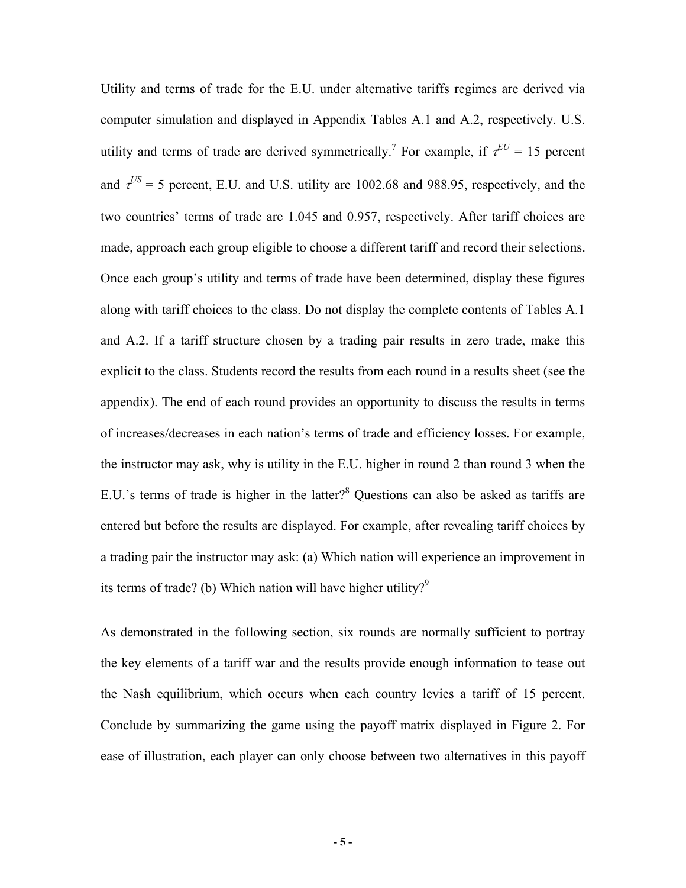Utility and terms of trade for the E.U. under alternative tariffs regimes are derived via computer simulation and displayed in Appendix Tables A.1 and A.2, respectively. U.S. utility and terms of trade are derived symmetrically.[7] For example, if $\tau^{EU}$ = 15 percent and $\tau^{US}$ = 5 percent, E.U. and U.S. utility are 1002.68 and 988.95, respectively, and the two countries' terms of trade are 1.045 and 0.957, respectively. After tariff choices are made, approach each group eligible to choose a different tariff and record their selections. Once each group's utility and terms of trade have been determined, display these figures along with tariff choices to the class. Do not display the complete contents of Tables A.1 and A.2. If a tariff structure chosen by a trading pair results in zero trade, make this explicit to the class. Students record the results from each round in a results sheet (see the appendix). The end of each round provides an opportunity to discuss the results in terms of increases/decreases in each nation's terms of trade and efficiency losses. For example, the instructor may ask, why is utility in the E.U. higher in round 2 than round 3 when the E.U.'s terms of trade is higher in the latter?[8] Questions can also be asked as tariffs are entered but before the results are displayed. For example, after revealing tariff choices by a trading pair the instructor may ask: (a) Which nation will experience an improvement in its terms of trade? (b) Which nation will have higher utility?[9]

As demonstrated in the following section, six rounds are normally sufficient to portray the key elements of a tariff war and the results provide enough information to tease out the Nash equilibrium, which occurs when each country levies a tariff of 15 percent. Conclude by summarizing the game using the payoff matrix displayed in Figure 2. For ease of illustration, each player can only choose between two alternatives in this payoff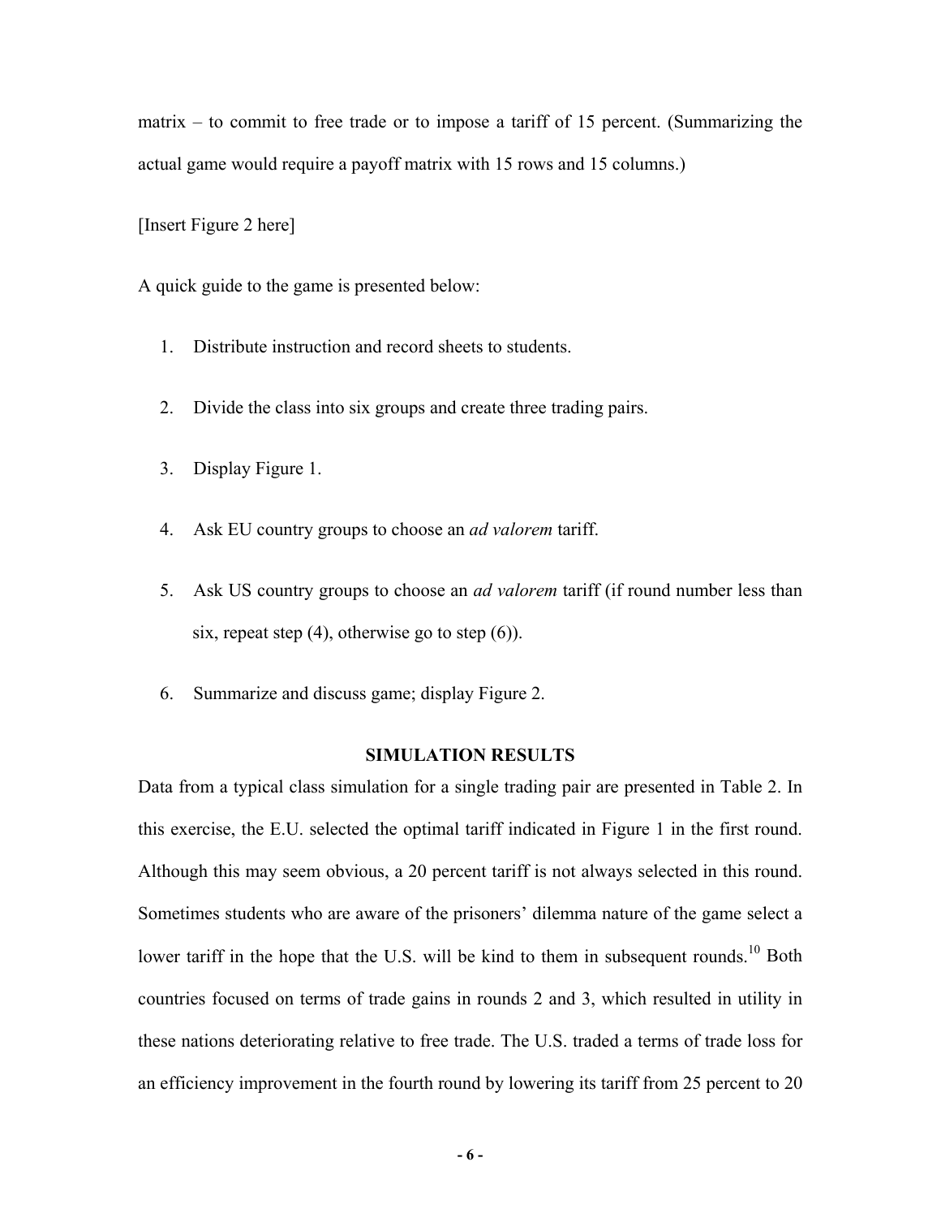matrix – to commit to free trade or to impose a tariff of 15 percent. (Summarizing the actual game would require a payoff matrix with 15 rows and 15 columns.)

[Insert Figure 2 here]

A quick guide to the game is presented below:

1. Distribute instruction and record sheets to students.
2. Divide the class into six groups and create three trading pairs.
3. Display Figure 1.
4. Ask EU country groups to choose an *ad valorem* tariff.
5. Ask US country groups to choose an *ad valorem* tariff (if round number less than six, repeat step (4), otherwise go to step (6)).
6. Summarize and discuss game; display Figure 2.

## SIMULATION RESULTS

Data from a typical class simulation for a single trading pair are presented in Table 2. In this exercise, the E.U. selected the optimal tariff indicated in Figure 1 in the first round. Although this may seem obvious, a 20 percent tariff is not always selected in this round. Sometimes students who are aware of the prisoners' dilemma nature of the game select a lower tariff in the hope that the U.S. will be kind to them in subsequent rounds.[10] Both countries focused on terms of trade gains in rounds 2 and 3, which resulted in utility in these nations deteriorating relative to free trade. The U.S. traded a terms of trade loss for an efficiency improvement in the fourth round by lowering its tariff from 25 percent to 20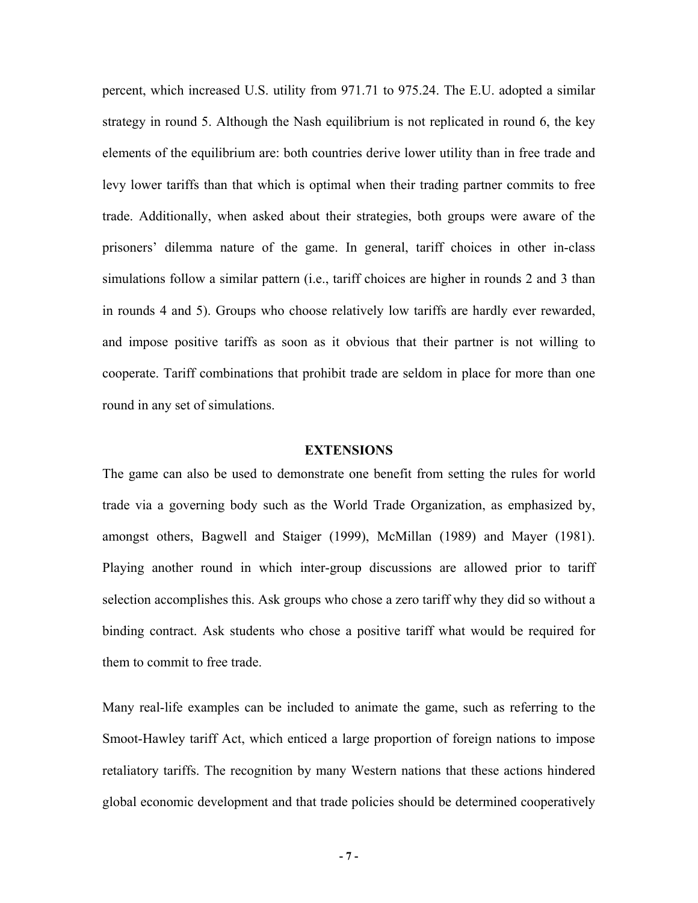percent, which increased U.S. utility from 971.71 to 975.24. The E.U. adopted a similar strategy in round 5. Although the Nash equilibrium is not replicated in round 6, the key elements of the equilibrium are: both countries derive lower utility than in free trade and levy lower tariffs than that which is optimal when their trading partner commits to free trade. Additionally, when asked about their strategies, both groups were aware of the prisoners' dilemma nature of the game. In general, tariff choices in other in-class simulations follow a similar pattern (i.e., tariff choices are higher in rounds 2 and 3 than in rounds 4 and 5). Groups who choose relatively low tariffs are hardly ever rewarded, and impose positive tariffs as soon as it obvious that their partner is not willing to cooperate. Tariff combinations that prohibit trade are seldom in place for more than one round in any set of simulations.

## EXTENSIONS

The game can also be used to demonstrate one benefit from setting the rules for world trade via a governing body such as the World Trade Organization, as emphasized by, amongst others, Bagwell and Staiger (1999), McMillan (1989) and Mayer (1981). Playing another round in which inter-group discussions are allowed prior to tariff selection accomplishes this. Ask groups who chose a zero tariff why they did so without a binding contract. Ask students who chose a positive tariff what would be required for them to commit to free trade.

Many real-life examples can be included to animate the game, such as referring to the Smoot-Hawley tariff Act, which enticed a large proportion of foreign nations to impose retaliatory tariffs. The recognition by many Western nations that these actions hindered global economic development and that trade policies should be determined cooperatively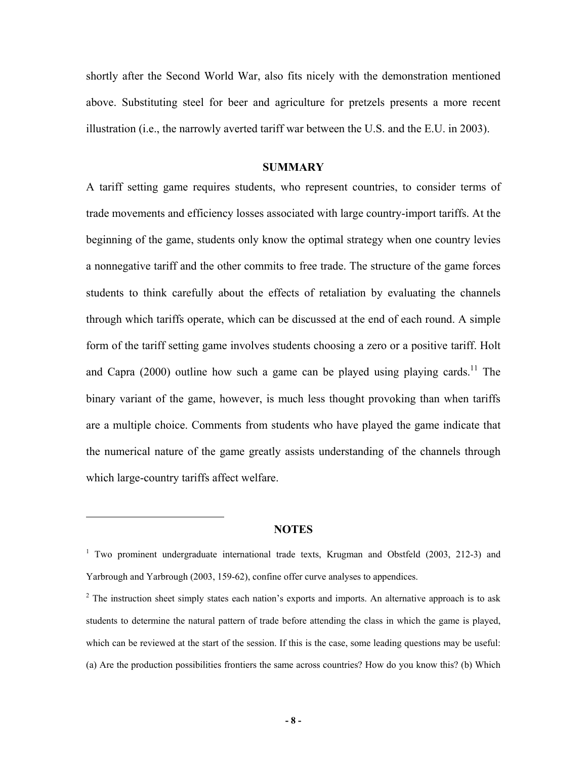shortly after the Second World War, also fits nicely with the demonstration mentioned above. Substituting steel for beer and agriculture for pretzels presents a more recent illustration (i.e., the narrowly averted tariff war between the U.S. and the E.U. in 2003).

## SUMMARY

A tariff setting game requires students, who represent countries, to consider terms of trade movements and efficiency losses associated with large country-import tariffs. At the beginning of the game, students only know the optimal strategy when one country levies a nonnegative tariff and the other commits to free trade. The structure of the game forces students to think carefully about the effects of retaliation by evaluating the channels through which tariffs operate, which can be discussed at the end of each round. A simple form of the tariff setting game involves students choosing a zero or a positive tariff. Holt and Capra (2000) outline how such a game can be played using playing cards.[11] The binary variant of the game, however, is much less thought provoking than when tariffs are a multiple choice. Comments from students who have played the game indicate that the numerical nature of the game greatly assists understanding of the channels through which large-country tariffs affect welfare.

## NOTES

[1] Two prominent undergraduate international trade texts, Krugman and Obstfeld (2003, 212-3) and Yarbrough and Yarbrough (2003, 159-62), confine offer curve analyses to appendices.

[2] The instruction sheet simply states each nation's exports and imports. An alternative approach is to ask students to determine the natural pattern of trade before attending the class in which the game is played, which can be reviewed at the start of the session. If this is the case, some leading questions may be useful: (a) Are the production possibilities frontiers the same across countries? How do you know this? (b) Which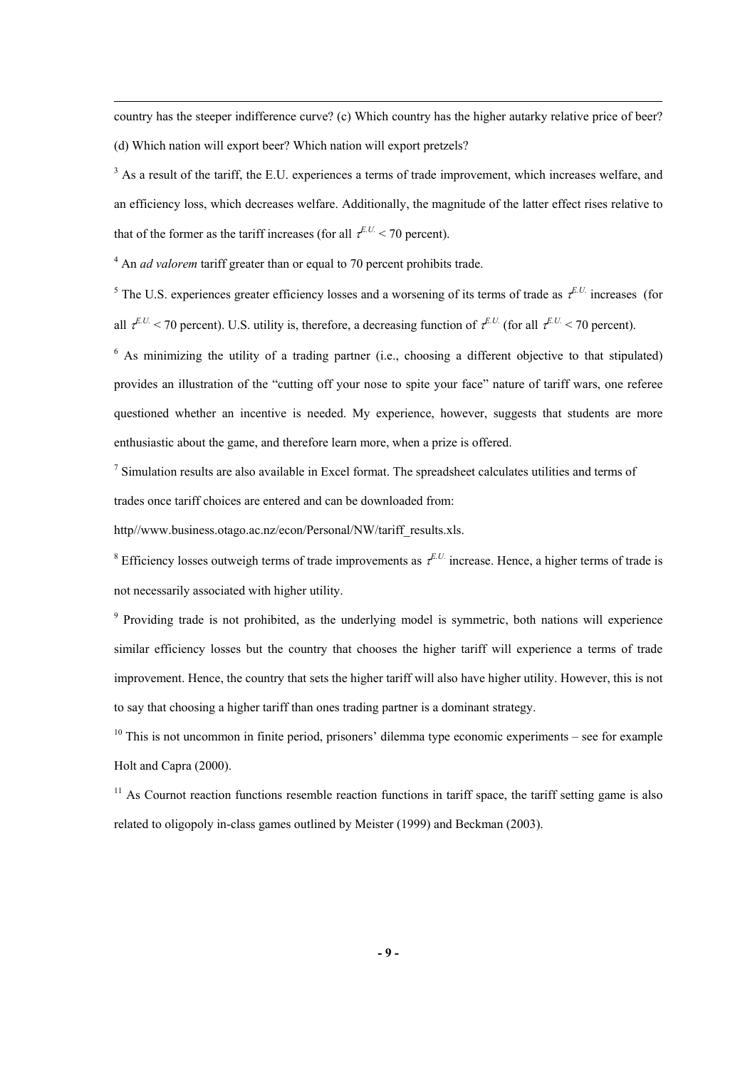country has the steeper indifference curve? (c) Which country has the higher autarky relative price of beer? (d) Which nation will export beer? Which nation will export pretzels?

[3] As a result of the tariff, the E.U. experiences a terms of trade improvement, which increases welfare, and an efficiency loss, which decreases welfare. Additionally, the magnitude of the latter effect rises relative to that of the former as the tariff increases (for all $\tau^{E.U.} < 70$ percent).

[4] An *ad valorem* tariff greater than or equal to 70 percent prohibits trade.

[5] The U.S. experiences greater efficiency losses and a worsening of its terms of trade as $\tau^{E.U.}$ increases (for all $\tau^{E.U.} < 70$ percent). U.S. utility is, therefore, a decreasing function of $\tau^{E.U.}$ (for all $\tau^{E.U.} < 70$ percent).

[6] As minimizing the utility of a trading partner (i.e., choosing a different objective to that stipulated) provides an illustration of the "cutting off your nose to spite your face" nature of tariff wars, one referee questioned whether an incentive is needed. My experience, however, suggests that students are more enthusiastic about the game, and therefore learn more, when a prize is offered.

[7] Simulation results are also available in Excel format. The spreadsheet calculates utilities and terms of trades once tariff choices are entered and can be downloaded from:

http//www.business.otago.ac.nz/econ/Personal/NW/tariff_results.xls.

[8] Efficiency losses outweigh terms of trade improvements as $\tau^{E.U.}$ increase. Hence, a higher terms of trade is not necessarily associated with higher utility.

[9] Providing trade is not prohibited, as the underlying model is symmetric, both nations will experience similar efficiency losses but the country that chooses the higher tariff will experience a terms of trade improvement. Hence, the country that sets the higher tariff will also have higher utility. However, this is not to say that choosing a higher tariff than ones trading partner is a dominant strategy.

[10] This is not uncommon in finite period, prisoners' dilemma type economic experiments – see for example Holt and Capra (2000).

[11] As Cournot reaction functions resemble reaction functions in tariff space, the tariff setting game is also related to oligopoly in-class games outlined by Meister (1999) and Beckman (2003).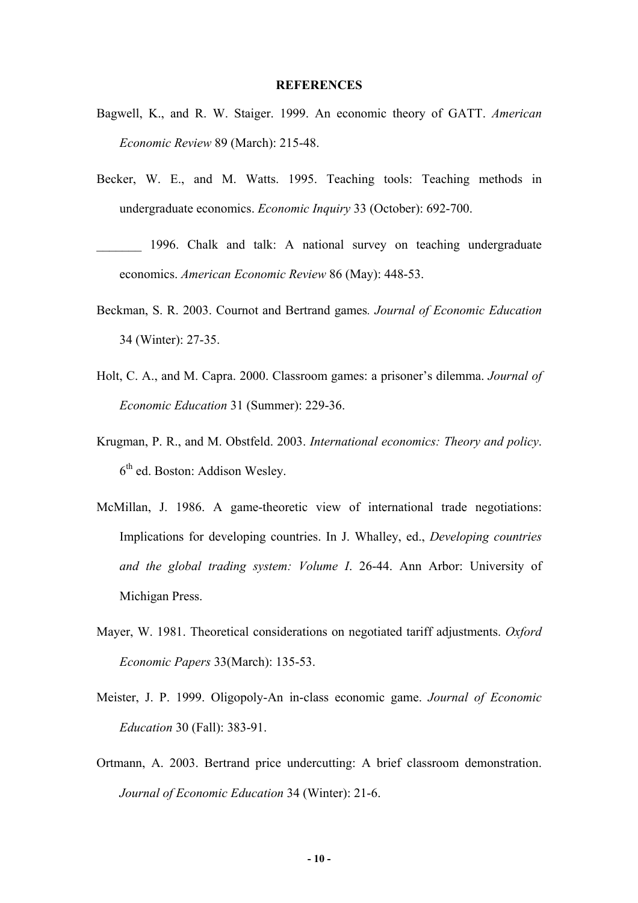**REFERENCES**

Bagwell, K., and R. W. Staiger. 1999. An economic theory of GATT. *American Economic Review* 89 (March): 215-48.

Becker, W. E., and M. Watts. 1995. Teaching tools: Teaching methods in undergraduate economics. *Economic Inquiry* 33 (October): 692-700.

_______ 1996. Chalk and talk: A national survey on teaching undergraduate economics. *American Economic Review* 86 (May): 448-53.

Beckman, S. R. 2003. Cournot and Bertrand games. *Journal of Economic Education* 34 (Winter): 27-35.

Holt, C. A., and M. Capra. 2000. Classroom games: a prisoner's dilemma. *Journal of Economic Education* 31 (Summer): 229-36.

Krugman, P. R., and M. Obstfeld. 2003. *International economics: Theory and policy*. 6th ed. Boston: Addison Wesley.

McMillan, J. 1986. A game-theoretic view of international trade negotiations: Implications for developing countries. In J. Whalley, ed., *Developing countries and the global trading system: Volume I*. 26-44. Ann Arbor: University of Michigan Press.

Mayer, W. 1981. Theoretical considerations on negotiated tariff adjustments. *Oxford Economic Papers* 33(March): 135-53.

Meister, J. P. 1999. Oligopoly-An in-class economic game. *Journal of Economic Education* 30 (Fall): 383-91.

Ortmann, A. 2003. Bertrand price undercutting: A brief classroom demonstration. *Journal of Economic Education* 34 (Winter): 21-6.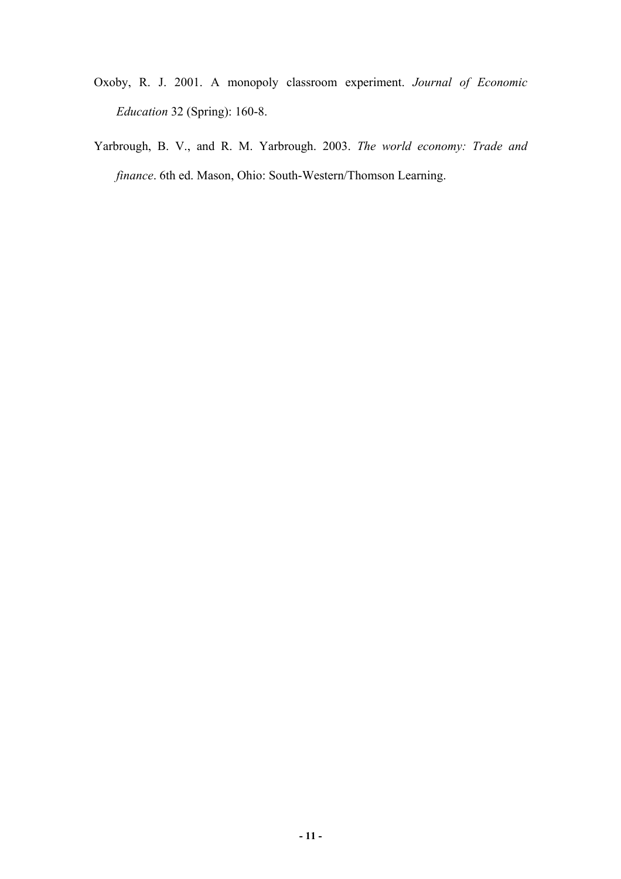Oxoby, R. J. 2001. A monopoly classroom experiment. *Journal of Economic Education* 32 (Spring): 160-8.

Yarbrough, B. V., and R. M. Yarbrough. 2003. *The world economy: Trade and finance*. 6th ed. Mason, Ohio: South-Western/Thomson Learning.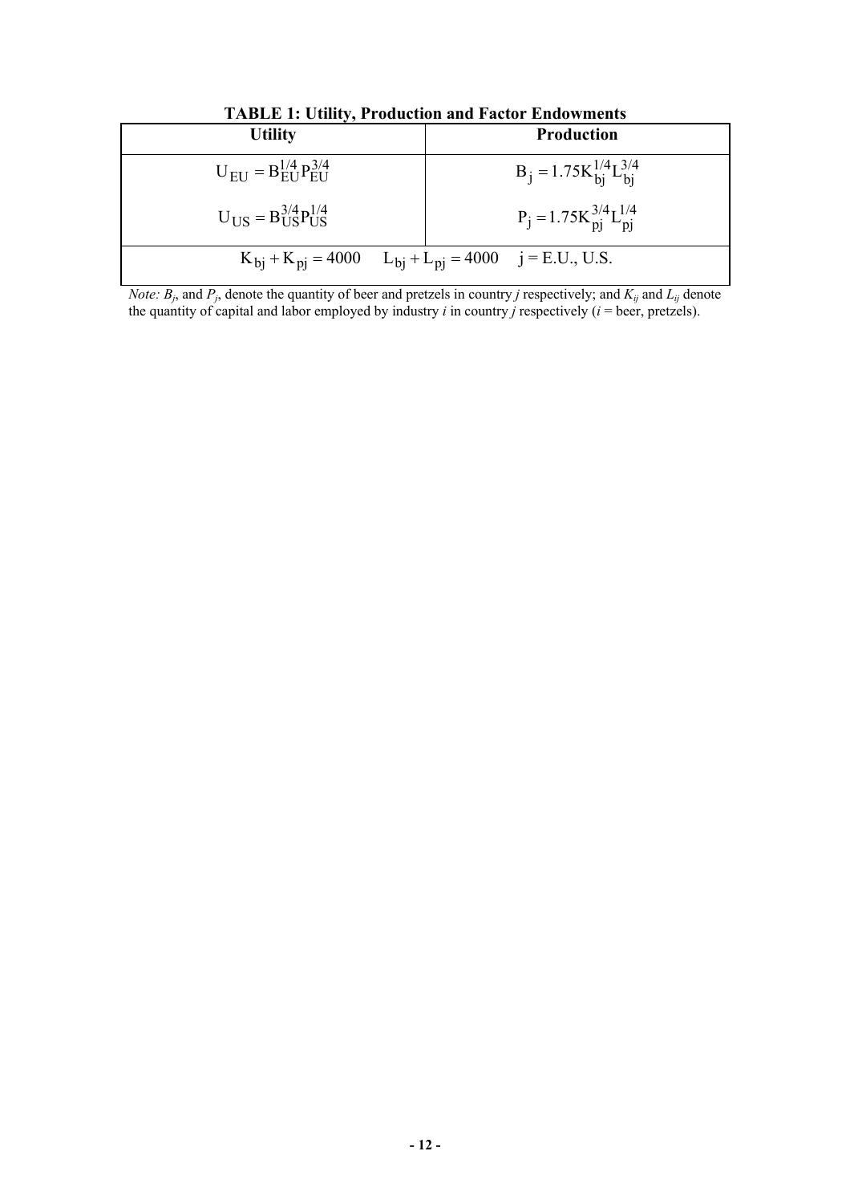**TABLE 1: Utility, Production and Factor Endowments**

| Utility | Production |
|---|---|
| $U_{EU} = B_{EU}^{1/4} P_{EU}^{3/4}$ | $B_j = 1.75 K_{bj}^{1/4} L_{bj}^{3/4}$ |
| $U_{US} = B_{US}^{3/4} P_{US}^{1/4}$ | $P_j = 1.75 K_{pj}^{3/4} L_{pj}^{1/4}$ |
| $K_{bj} + K_{pj} = 4000 \quad L_{bj} + L_{pj} = 4000 \quad j = \text{E.U., U.S.}$ | |

*Note:* $B_j$, and $P_j$, denote the quantity of beer and pretzels in country $j$ respectively; and $K_{ij}$ and $L_{ij}$ denote the quantity of capital and labor employed by industry $i$ in country $j$ respectively ($i$ = beer, pretzels).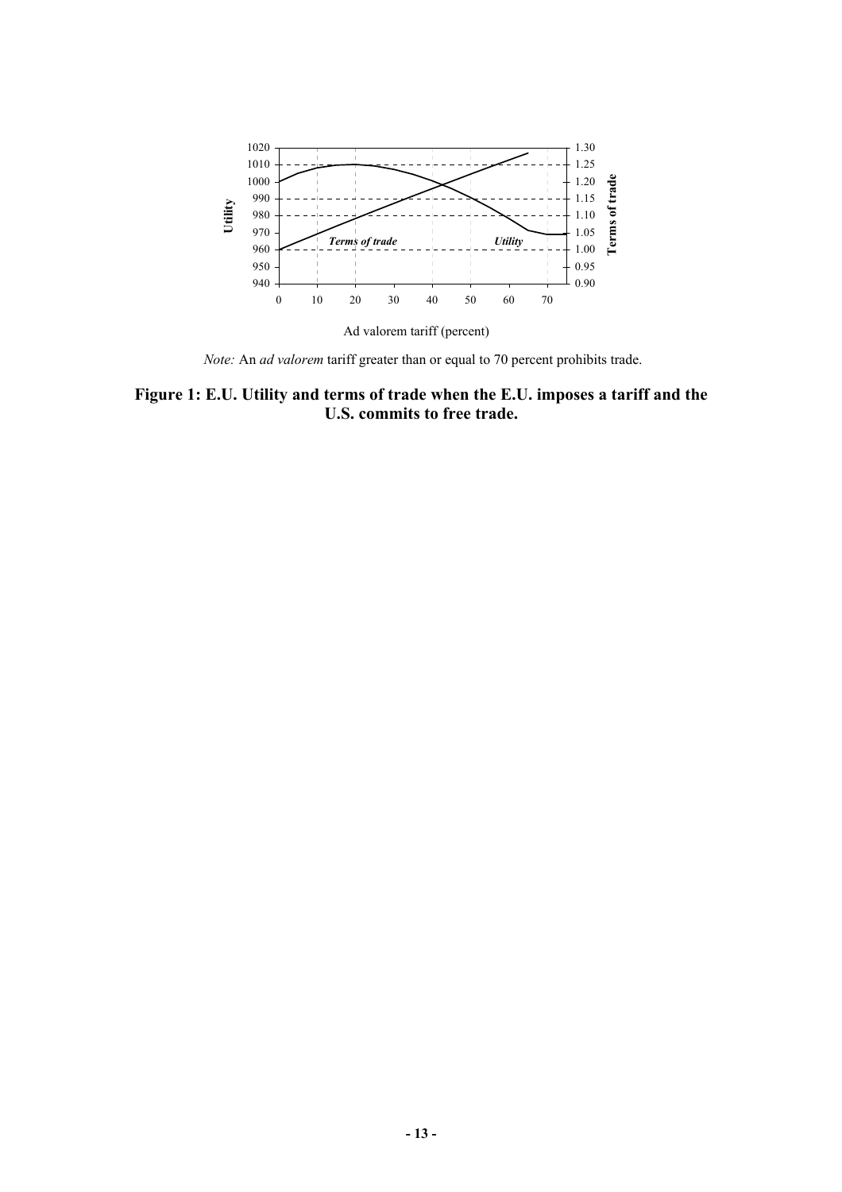*Note:* An *ad valorem* tariff greater than or equal to 70 percent prohibits trade.

**Figure 1: E.U. Utility and terms of trade when the E.U. imposes a tariff and the U.S. commits to free trade.**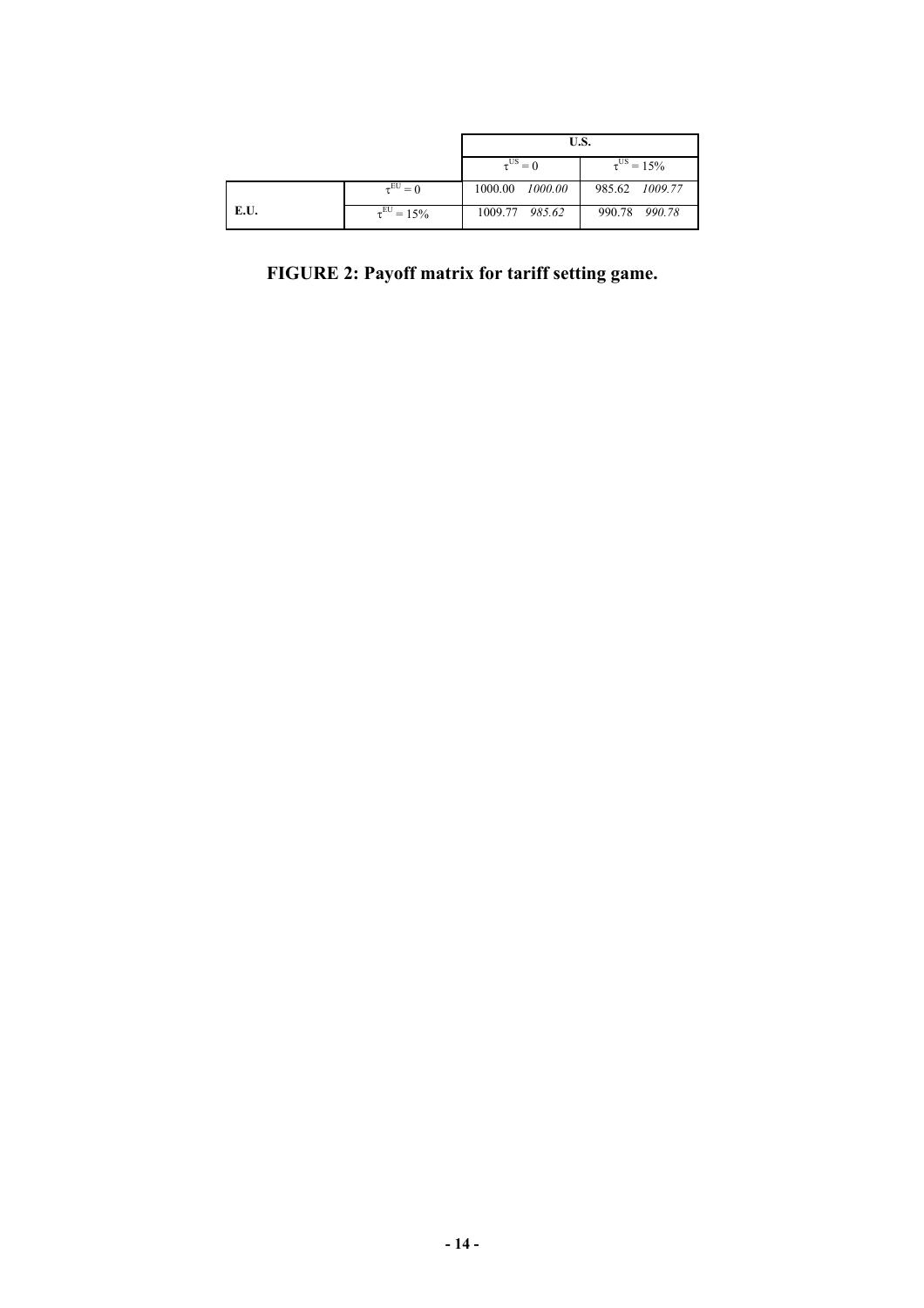| | | U.S. | |
|---|---|---|---|
| | | $\tau^{US} = 0$ | $\tau^{US} = 15\%$ |
| **E.U.** | $\tau^{EU} = 0$ | 1000.00 *1000.00* | 985.62 *1009.77* |
| | $\tau^{EU} = 15\%$ | 1009.77 *985.62* | 990.78 *990.78* |

**FIGURE 2: Payoff matrix for tariff setting game.**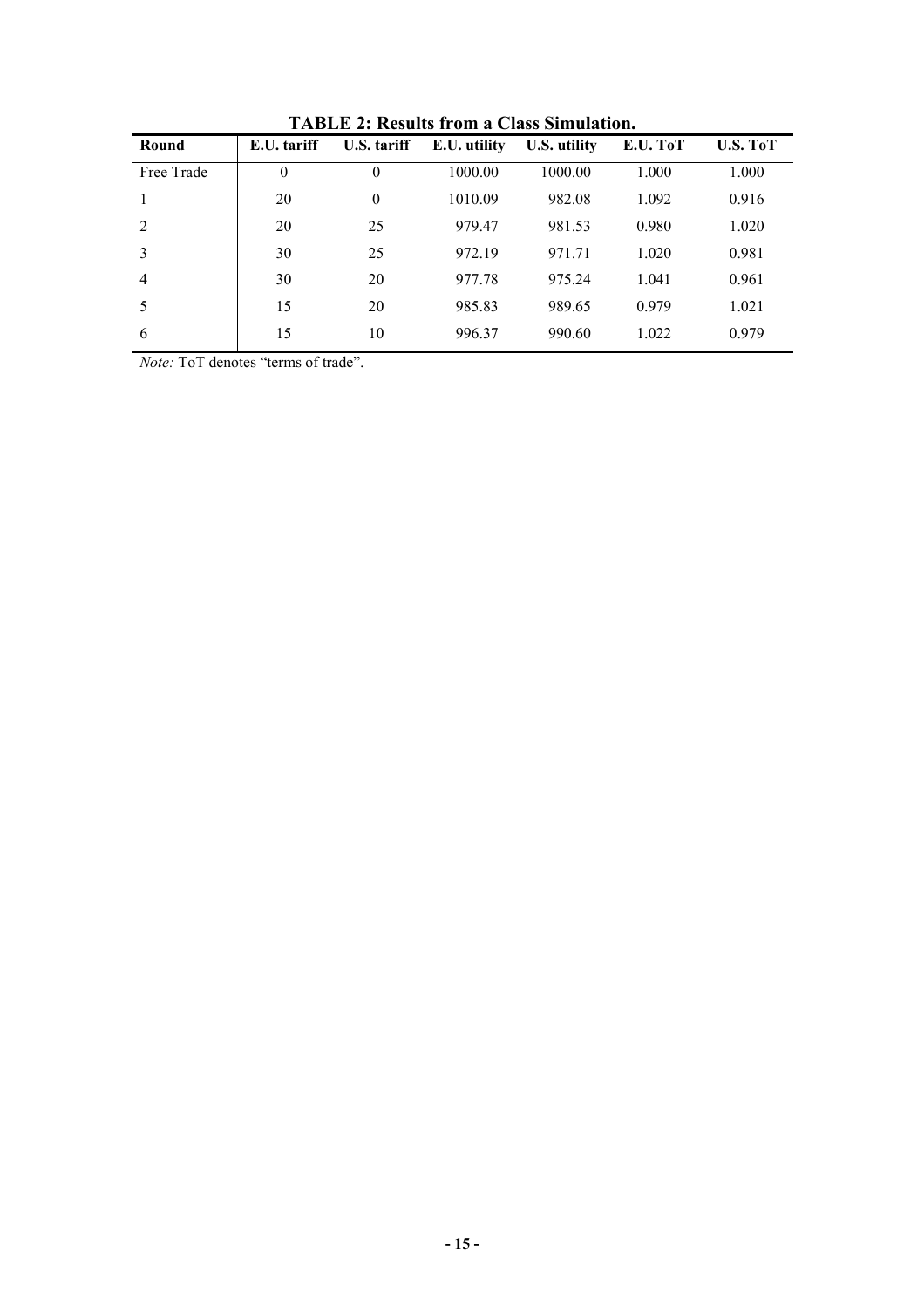**TABLE 2: Results from a Class Simulation.**

| Round | E.U. tariff | U.S. tariff | E.U. utility | U.S. utility | E.U. ToT | U.S. ToT |
|---|---|---|---|---|---|---|
| Free Trade | 0 | 0 | 1000.00 | 1000.00 | 1.000 | 1.000 |
| 1 | 20 | 0 | 1010.09 | 982.08 | 1.092 | 0.916 |
| 2 | 20 | 25 | 979.47 | 981.53 | 0.980 | 1.020 |
| 3 | 30 | 25 | 972.19 | 971.71 | 1.020 | 0.981 |
| 4 | 30 | 20 | 977.78 | 975.24 | 1.041 | 0.961 |
| 5 | 15 | 20 | 985.83 | 989.65 | 0.979 | 1.021 |
| 6 | 15 | 10 | 996.37 | 990.60 | 1.022 | 0.979 |

*Note:* ToT denotes "terms of trade".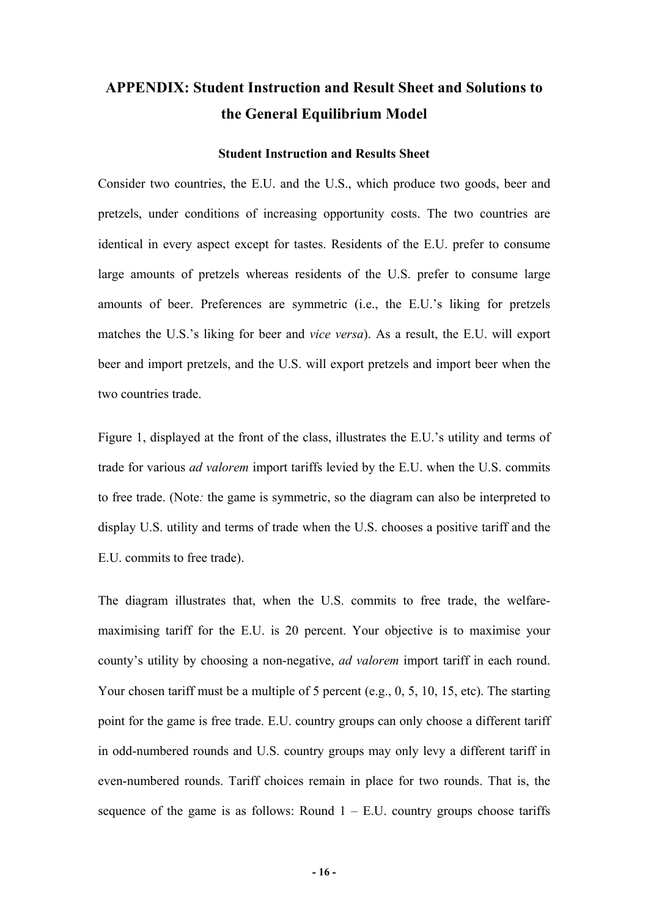# APPENDIX: Student Instruction and Result Sheet and Solutions to the General Equilibrium Model

### Student Instruction and Results Sheet

Consider two countries, the E.U. and the U.S., which produce two goods, beer and pretzels, under conditions of increasing opportunity costs. The two countries are identical in every aspect except for tastes. Residents of the E.U. prefer to consume large amounts of pretzels whereas residents of the U.S. prefer to consume large amounts of beer. Preferences are symmetric (i.e., the E.U.'s liking for pretzels matches the U.S.'s liking for beer and *vice versa*). As a result, the E.U. will export beer and import pretzels, and the U.S. will export pretzels and import beer when the two countries trade.

Figure 1, displayed at the front of the class, illustrates the E.U.'s utility and terms of trade for various *ad valorem* import tariffs levied by the E.U. when the U.S. commits to free trade. (Note*:* the game is symmetric, so the diagram can also be interpreted to display U.S. utility and terms of trade when the U.S. chooses a positive tariff and the E.U. commits to free trade).

The diagram illustrates that, when the U.S. commits to free trade, the welfare-maximising tariff for the E.U. is 20 percent. Your objective is to maximise your county's utility by choosing a non-negative, *ad valorem* import tariff in each round. Your chosen tariff must be a multiple of 5 percent (e.g., 0, 5, 10, 15, etc). The starting point for the game is free trade. E.U. country groups can only choose a different tariff in odd-numbered rounds and U.S. country groups may only levy a different tariff in even-numbered rounds. Tariff choices remain in place for two rounds. That is, the sequence of the game is as follows: Round 1 – E.U. country groups choose tariffs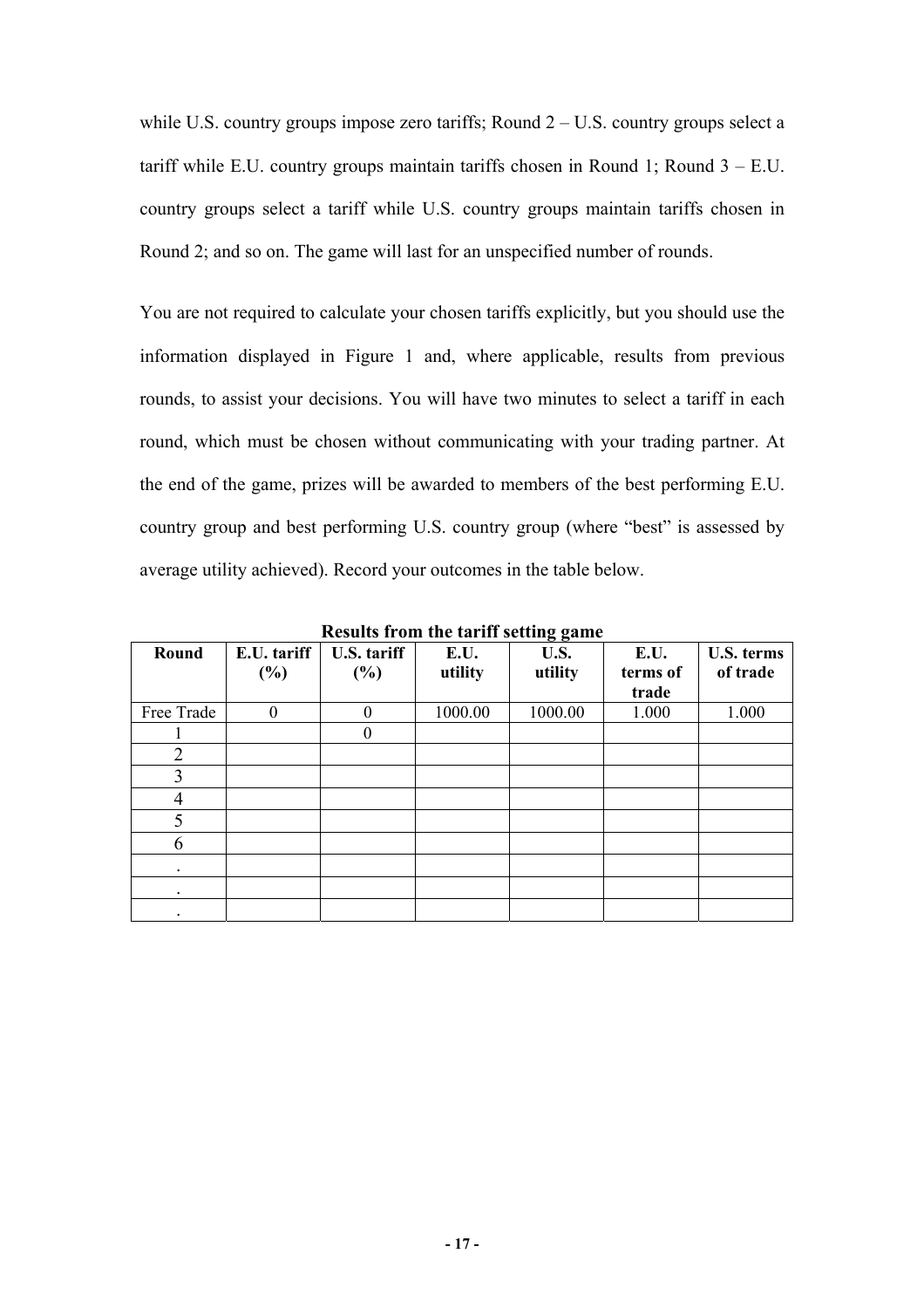while U.S. country groups impose zero tariffs; Round 2 – U.S. country groups select a tariff while E.U. country groups maintain tariffs chosen in Round 1; Round 3 – E.U. country groups select a tariff while U.S. country groups maintain tariffs chosen in Round 2; and so on. The game will last for an unspecified number of rounds.

You are not required to calculate your chosen tariffs explicitly, but you should use the information displayed in Figure 1 and, where applicable, results from previous rounds, to assist your decisions. You will have two minutes to select a tariff in each round, which must be chosen without communicating with your trading partner. At the end of the game, prizes will be awarded to members of the best performing E.U. country group and best performing U.S. country group (where "best" is assessed by average utility achieved). Record your outcomes in the table below.

**Results from the tariff setting game**

| Round | E.U. tariff (%) | U.S. tariff (%) | E.U. utility | U.S. utility | E.U. terms of trade | U.S. terms of trade |
|---|---|---|---|---|---|---|
| Free Trade | 0 | 0 | 1000.00 | 1000.00 | 1.000 | 1.000 |
| 1 | | 0 | | | | |
| 2 | | | | | | |
| 3 | | | | | | |
| 4 | | | | | | |
| 5 | | | | | | |
| 6 | | | | | | |
| . | | | | | | |
| . | | | | | | |
| . | | | | | | |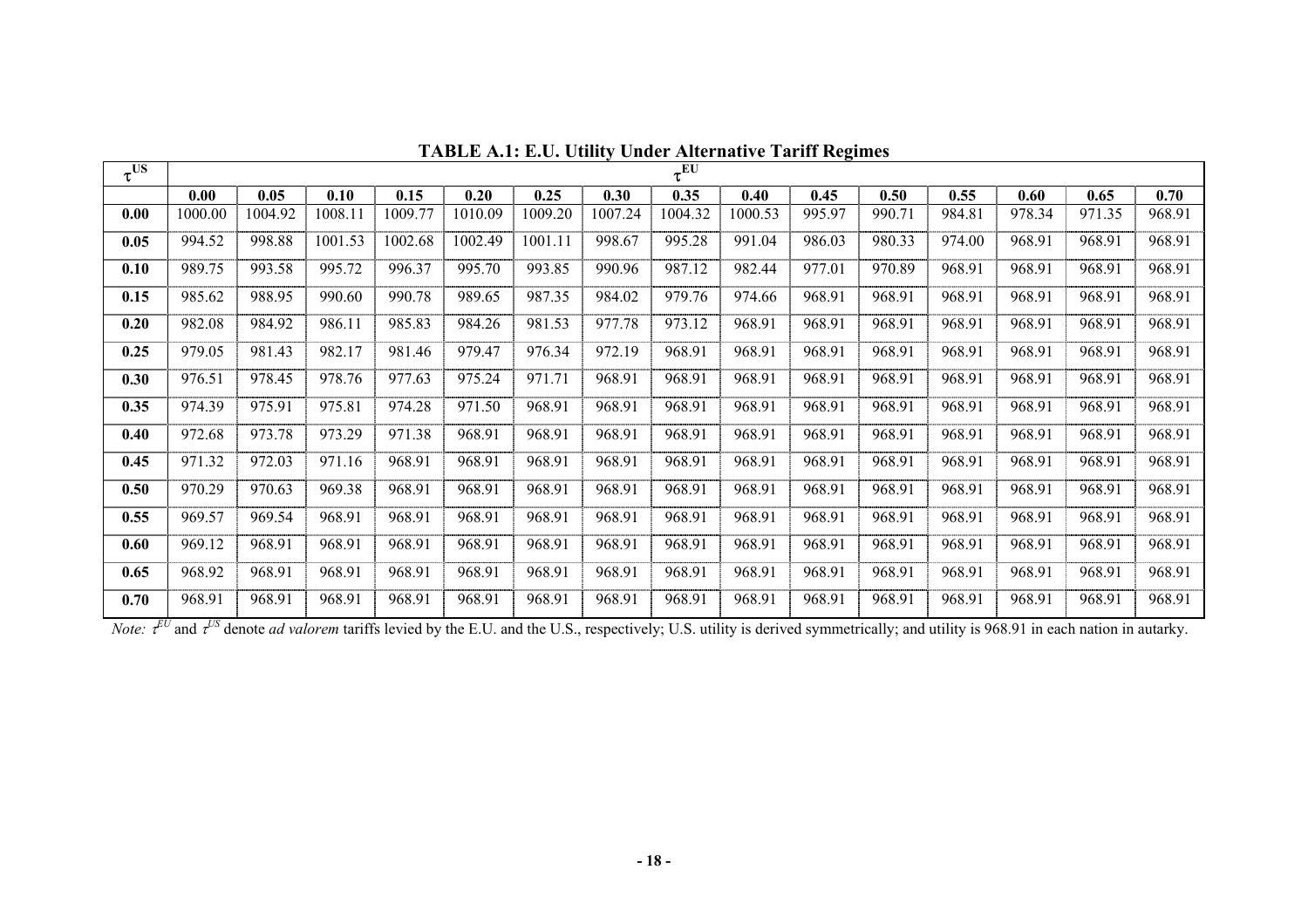**TABLE A.1: E.U. Utility Under Alternative Tariff Regimes**

| $\tau^{US}$ | $\tau^{EU}$ | | | | | | | | | | | | | | |
|---|---|---|---|---|---|---|---|---|---|---|---|---|---|---|---|
| | **0.00** | **0.05** | **0.10** | **0.15** | **0.20** | **0.25** | **0.30** | **0.35** | **0.40** | **0.45** | **0.50** | **0.55** | **0.60** | **0.65** | **0.70** |
| **0.00** | 1000.00 | 1004.92 | 1008.11 | 1009.77 | 1010.09 | 1009.20 | 1007.24 | 1004.32 | 1000.53 | 995.97 | 990.71 | 984.81 | 978.34 | 971.35 | 968.91 |
| **0.05** | 994.52 | 998.88 | 1001.53 | 1002.68 | 1002.49 | 1001.11 | 998.67 | 995.28 | 991.04 | 986.03 | 980.33 | 974.00 | 968.91 | 968.91 | 968.91 |
| **0.10** | 989.75 | 993.58 | 995.72 | 996.37 | 995.70 | 993.85 | 990.96 | 987.12 | 982.44 | 977.01 | 970.89 | 968.91 | 968.91 | 968.91 | 968.91 |
| **0.15** | 985.62 | 988.95 | 990.60 | 990.78 | 989.65 | 987.35 | 984.02 | 979.76 | 974.66 | 968.91 | 968.91 | 968.91 | 968.91 | 968.91 | 968.91 |
| **0.20** | 982.08 | 984.92 | 986.11 | 985.83 | 984.26 | 981.53 | 977.78 | 973.12 | 968.91 | 968.91 | 968.91 | 968.91 | 968.91 | 968.91 | 968.91 |
| **0.25** | 979.05 | 981.43 | 982.17 | 981.46 | 979.47 | 976.34 | 972.19 | 968.91 | 968.91 | 968.91 | 968.91 | 968.91 | 968.91 | 968.91 | 968.91 |
| **0.30** | 976.51 | 978.45 | 978.76 | 977.63 | 975.24 | 971.71 | 968.91 | 968.91 | 968.91 | 968.91 | 968.91 | 968.91 | 968.91 | 968.91 | 968.91 |
| **0.35** | 974.39 | 975.91 | 975.81 | 974.28 | 971.50 | 968.91 | 968.91 | 968.91 | 968.91 | 968.91 | 968.91 | 968.91 | 968.91 | 968.91 | 968.91 |
| **0.40** | 972.68 | 973.78 | 973.29 | 971.38 | 968.91 | 968.91 | 968.91 | 968.91 | 968.91 | 968.91 | 968.91 | 968.91 | 968.91 | 968.91 | 968.91 |
| **0.45** | 971.32 | 972.03 | 971.16 | 968.91 | 968.91 | 968.91 | 968.91 | 968.91 | 968.91 | 968.91 | 968.91 | 968.91 | 968.91 | 968.91 | 968.91 |
| **0.50** | 970.29 | 970.63 | 969.38 | 968.91 | 968.91 | 968.91 | 968.91 | 968.91 | 968.91 | 968.91 | 968.91 | 968.91 | 968.91 | 968.91 | 968.91 |
| **0.55** | 969.57 | 969.54 | 968.91 | 968.91 | 968.91 | 968.91 | 968.91 | 968.91 | 968.91 | 968.91 | 968.91 | 968.91 | 968.91 | 968.91 | 968.91 |
| **0.60** | 969.12 | 968.91 | 968.91 | 968.91 | 968.91 | 968.91 | 968.91 | 968.91 | 968.91 | 968.91 | 968.91 | 968.91 | 968.91 | 968.91 | 968.91 |
| **0.65** | 968.92 | 968.91 | 968.91 | 968.91 | 968.91 | 968.91 | 968.91 | 968.91 | 968.91 | 968.91 | 968.91 | 968.91 | 968.91 | 968.91 | 968.91 |
| **0.70** | 968.91 | 968.91 | 968.91 | 968.91 | 968.91 | 968.91 | 968.91 | 968.91 | 968.91 | 968.91 | 968.91 | 968.91 | 968.91 | 968.91 | 968.91 |

*Note:* $\tau^{EU}$ and $\tau^{US}$ denote *ad valorem* tariffs levied by the E.U. and the U.S., respectively; U.S. utility is derived symmetrically; and utility is 968.91 in each nation in autarky.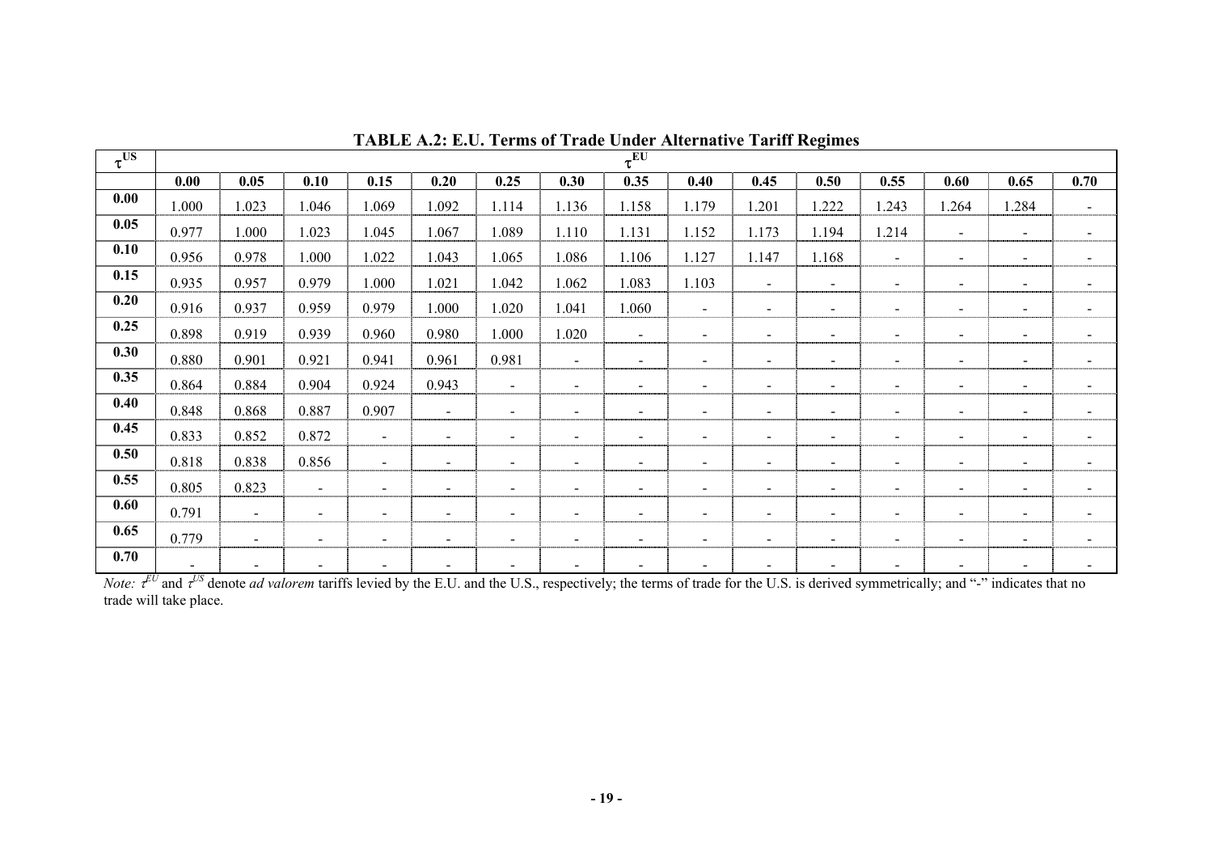**TABLE A.2: E.U. Terms of Trade Under Alternative Tariff Regimes**

| $\tau^{US}$ | $\tau^{EU}$ | | | | | | | | | | | | | | |
|---|---|---|---|---|---|---|---|---|---|---|---|---|---|---|---|
| | **0.00** | **0.05** | **0.10** | **0.15** | **0.20** | **0.25** | **0.30** | **0.35** | **0.40** | **0.45** | **0.50** | **0.55** | **0.60** | **0.65** | **0.70** |
| **0.00** | 1.000 | 1.023 | 1.046 | 1.069 | 1.092 | 1.114 | 1.136 | 1.158 | 1.179 | 1.201 | 1.222 | 1.243 | 1.264 | 1.284 | - |
| **0.05** | 0.977 | 1.000 | 1.023 | 1.045 | 1.067 | 1.089 | 1.110 | 1.131 | 1.152 | 1.173 | 1.194 | 1.214 | - | - | - |
| **0.10** | 0.956 | 0.978 | 1.000 | 1.022 | 1.043 | 1.065 | 1.086 | 1.106 | 1.127 | 1.147 | 1.168 | - | - | - | - |
| **0.15** | 0.935 | 0.957 | 0.979 | 1.000 | 1.021 | 1.042 | 1.062 | 1.083 | 1.103 | - | - | - | - | - | - |
| **0.20** | 0.916 | 0.937 | 0.959 | 0.979 | 1.000 | 1.020 | 1.041 | 1.060 | - | - | - | - | - | - | - |
| **0.25** | 0.898 | 0.919 | 0.939 | 0.960 | 0.980 | 1.000 | 1.020 | - | - | - | - | - | - | - | - |
| **0.30** | 0.880 | 0.901 | 0.921 | 0.941 | 0.961 | 0.981 | - | - | - | - | - | - | - | - | - |
| **0.35** | 0.864 | 0.884 | 0.904 | 0.924 | 0.943 | - | - | - | - | - | - | - | - | - | - |
| **0.40** | 0.848 | 0.868 | 0.887 | 0.907 | - | - | - | - | - | - | - | - | - | - | - |
| **0.45** | 0.833 | 0.852 | 0.872 | - | - | - | - | - | - | - | - | - | - | - | - |
| **0.50** | 0.818 | 0.838 | 0.856 | - | - | - | - | - | - | - | - | - | - | - | - |
| **0.55** | 0.805 | 0.823 | - | - | - | - | - | - | - | - | - | - | - | - | - |
| **0.60** | 0.791 | - | - | - | - | - | - | - | - | - | - | - | - | - | - |
| **0.65** | 0.779 | - | - | - | - | - | - | - | - | - | - | - | - | - | - |
| **0.70** | - | - | - | - | - | - | - | - | - | - | - | - | - | - | - |

*Note:* $\tau^{EU}$ and $\tau^{US}$ denote *ad valorem* tariffs levied by the E.U. and the U.S., respectively; the terms of trade for the U.S. is derived symmetrically; and "-" indicates that no trade will take place.